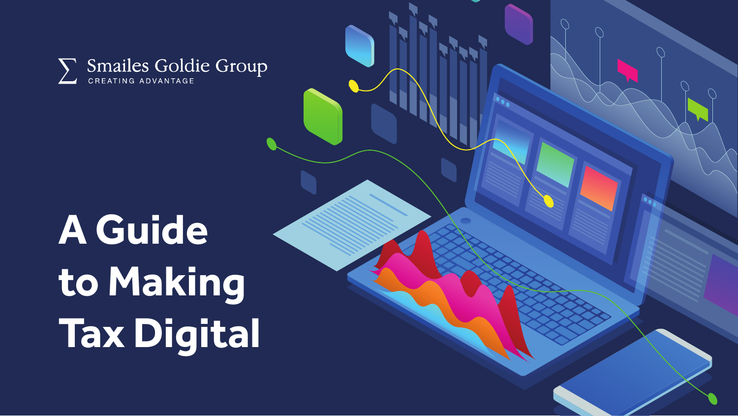∑ Smailes Goldie Group

CREATING ADVANTAGE

# A Guide to Making Tax Digital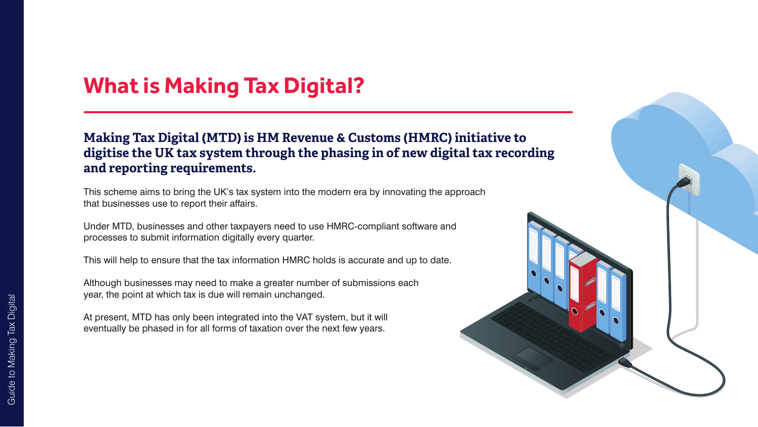# What is Making Tax Digital?

**Making Tax Digital (MTD) is HM Revenue & Customs (HMRC) initiative to digitise the UK tax system through the phasing in of new digital tax recording and reporting requirements.**

This scheme aims to bring the UK's tax system into the modern era by innovating the approach that businesses use to report their affairs.

Under MTD, businesses and other taxpayers need to use HMRC-compliant software and processes to submit information digitally every quarter.

This will help to ensure that the tax information HMRC holds is accurate and up to date.

Although businesses may need to make a greater number of submissions each year, the point at which tax is due will remain unchanged.

At present, MTD has only been integrated into the VAT system, but it will eventually be phased in for all forms of taxation over the next few years.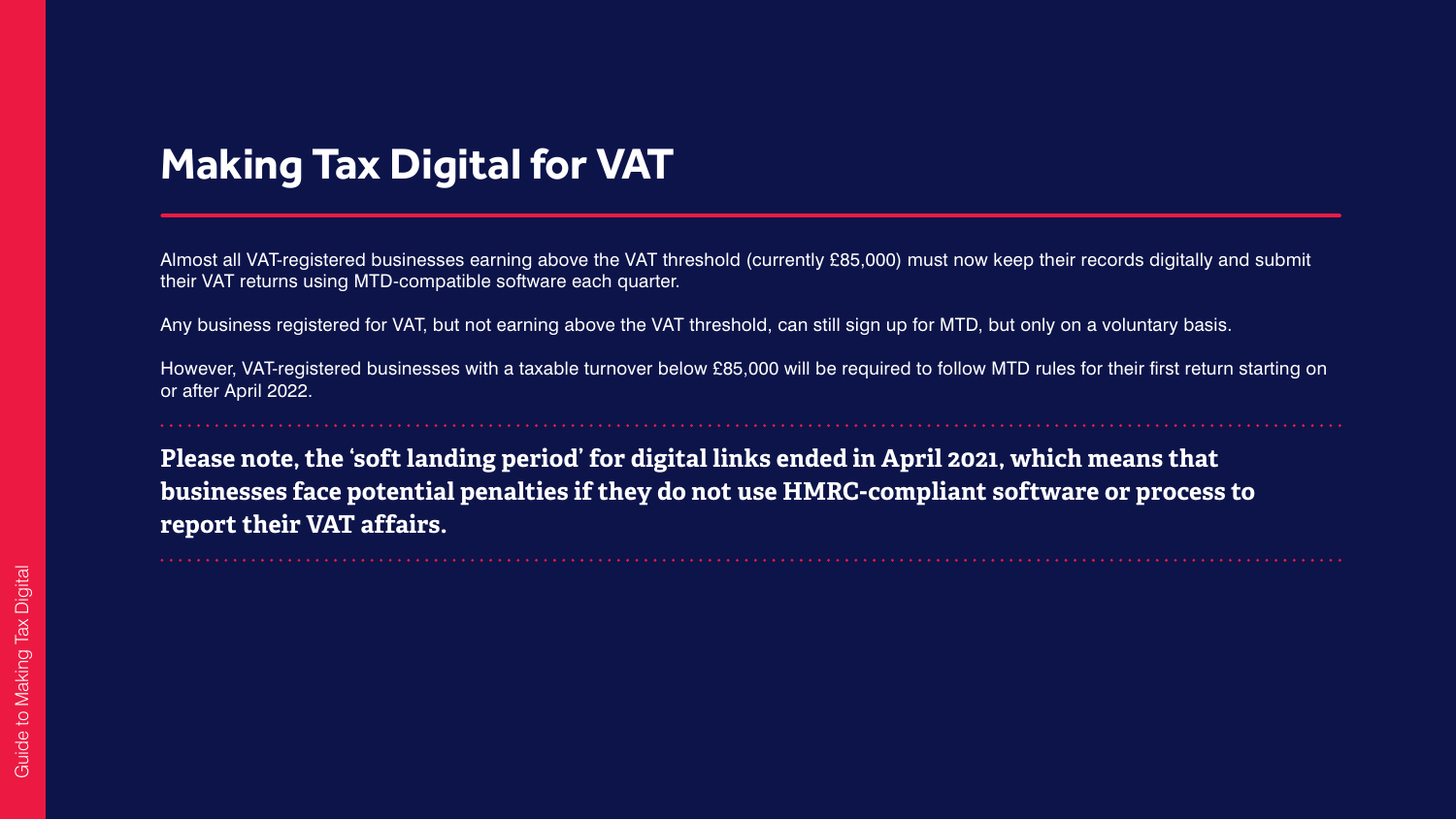# Making Tax Digital for VAT

Almost all VAT-registered businesses earning above the VAT threshold (currently £85,000) must now keep their records digitally and submit their VAT returns using MTD-compatible software each quarter.

Any business registered for VAT, but not earning above the VAT threshold, can still sign up for MTD, but only on a voluntary basis.

However, VAT-registered businesses with a taxable turnover below £85,000 will be required to follow MTD rules for their first return starting on or after April 2022.

**Please note, the 'soft landing period' for digital links ended in April 2021, which means that businesses face potential penalties if they do not use HMRC-compliant software or process to report their VAT affairs.**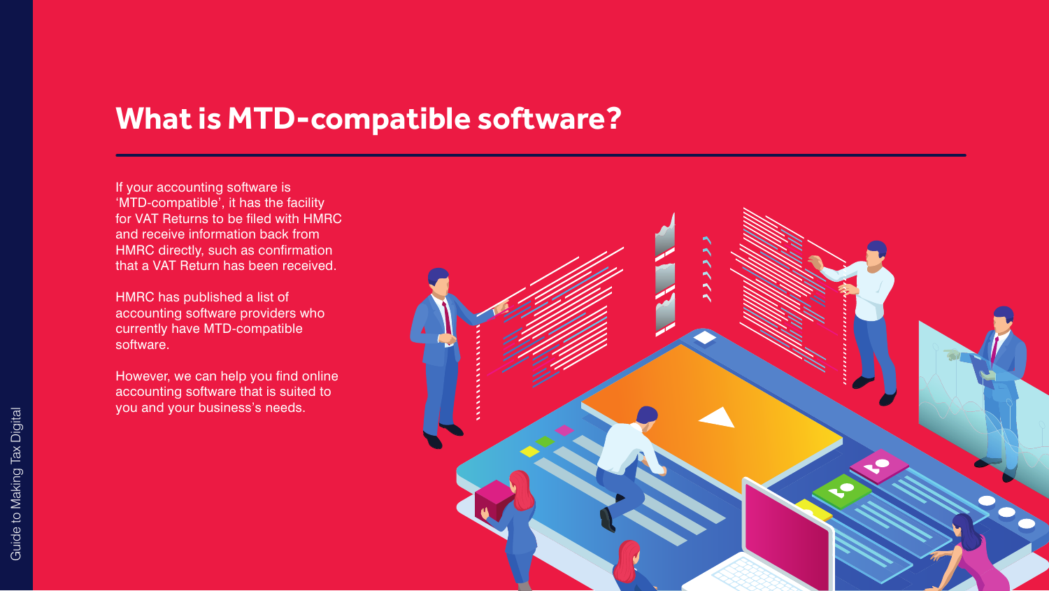# What is MTD-compatible software?

If your accounting software is 'MTD-compatible', it has the facility for VAT Returns to be filed with HMRC and receive information back from HMRC directly, such as confirmation that a VAT Return has been received.

HMRC has published a list of accounting software providers who currently have MTD-compatible software.

However, we can help you find online accounting software that is suited to you and your business's needs.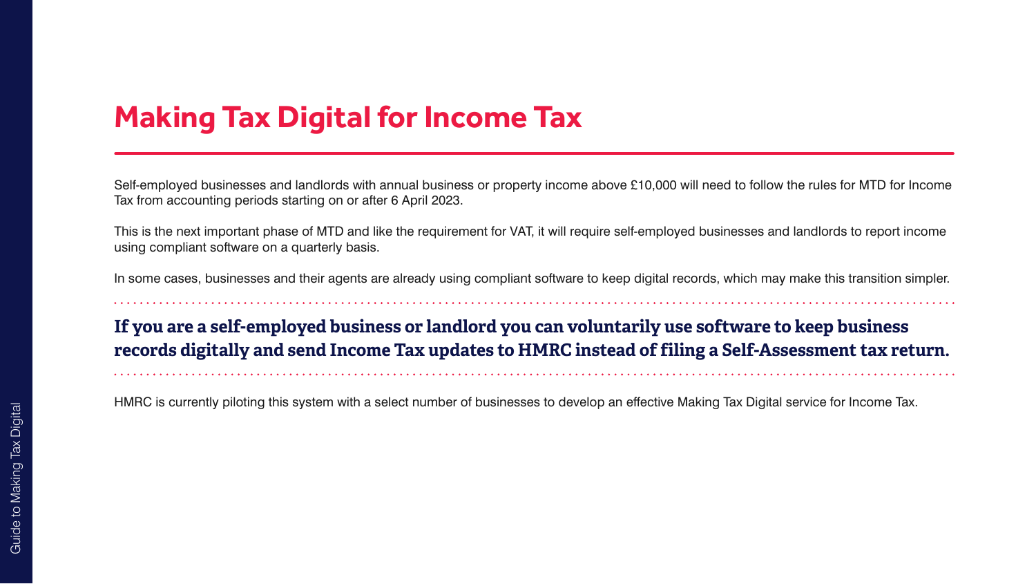# Making Tax Digital for Income Tax

Self-employed businesses and landlords with annual business or property income above £10,000 will need to follow the rules for MTD for Income Tax from accounting periods starting on or after 6 April 2023.

This is the next important phase of MTD and like the requirement for VAT, it will require self-employed businesses and landlords to report income using compliant software on a quarterly basis.

In some cases, businesses and their agents are already using compliant software to keep digital records, which may make this transition simpler.

**If you are a self-employed business or landlord you can voluntarily use software to keep business records digitally and send Income Tax updates to HMRC instead of filing a Self-Assessment tax return.**

HMRC is currently piloting this system with a select number of businesses to develop an effective Making Tax Digital service for Income Tax.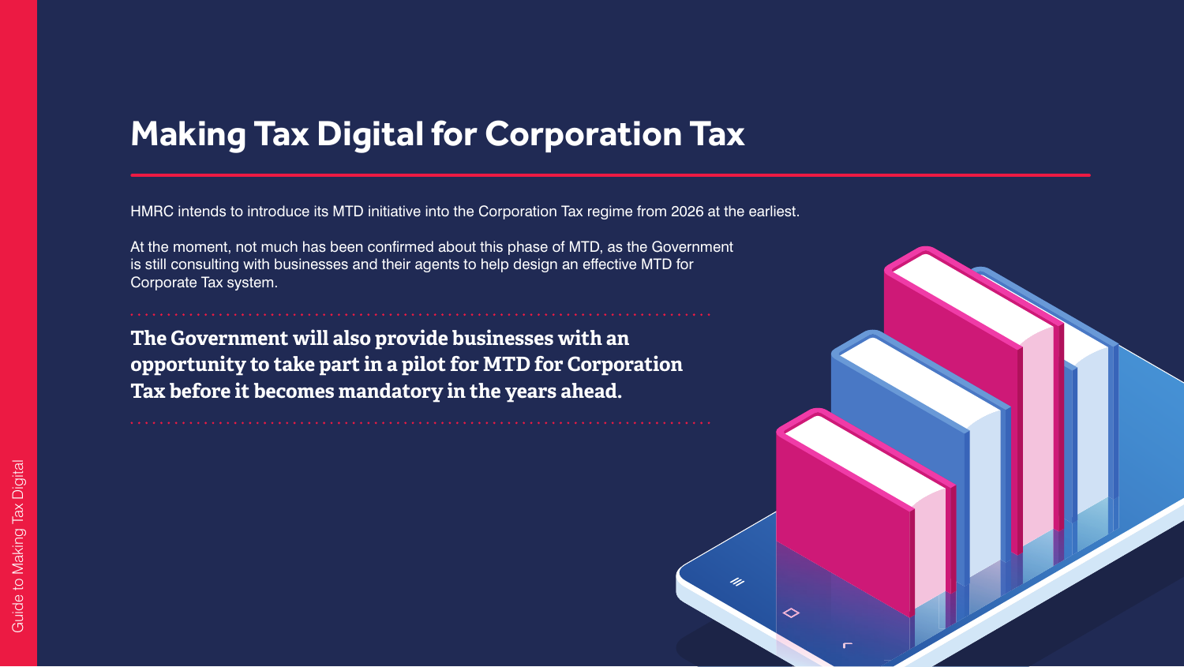# Making Tax Digital for Corporation Tax

HMRC intends to introduce its MTD initiative into the Corporation Tax regime from 2026 at the earliest.

At the moment, not much has been confirmed about this phase of MTD, as the Government is still consulting with businesses and their agents to help design an effective MTD for Corporate Tax system.

**The Government will also provide businesses with an opportunity to take part in a pilot for MTD for Corporation Tax before it becomes mandatory in the years ahead.**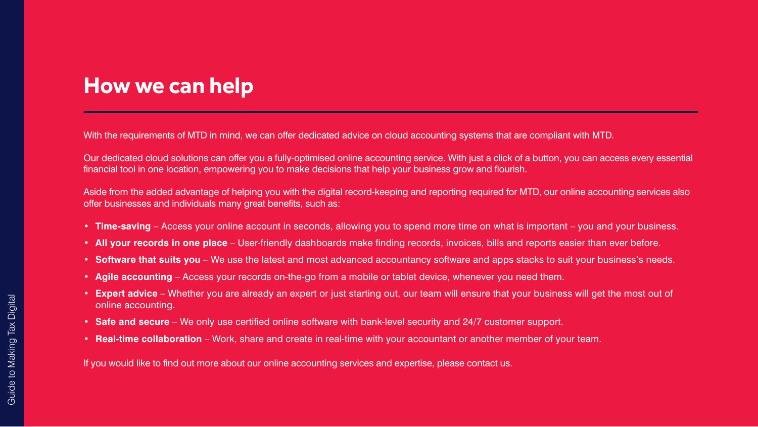## How we can help

With the requirements of MTD in mind, we can offer dedicated advice on cloud accounting systems that are compliant with MTD.

Our dedicated cloud solutions can offer you a fully-optimised online accounting service. With just a click of a button, you can access every essential financial tool in one location, empowering you to make decisions that help your business grow and flourish.

Aside from the added advantage of helping you with the digital record-keeping and reporting required for MTD, our online accounting services also offer businesses and individuals many great benefits, such as:

- **Time-saving** – Access your online account in seconds, allowing you to spend more time on what is important – you and your business.
- **All your records in one place** – User-friendly dashboards make finding records, invoices, bills and reports easier than ever before.
- **Software that suits you** – We use the latest and most advanced accountancy software and apps stacks to suit your business's needs.
- **Agile accounting** – Access your records on-the-go from a mobile or tablet device, whenever you need them.
- **Expert advice** – Whether you are already an expert or just starting out, our team will ensure that your business will get the most out of online accounting.
- **Safe and secure** – We only use certified online software with bank-level security and 24/7 customer support.
- **Real-time collaboration** – Work, share and create in real-time with your accountant or another member of your team.

If you would like to find out more about our online accounting services and expertise, please contact us.